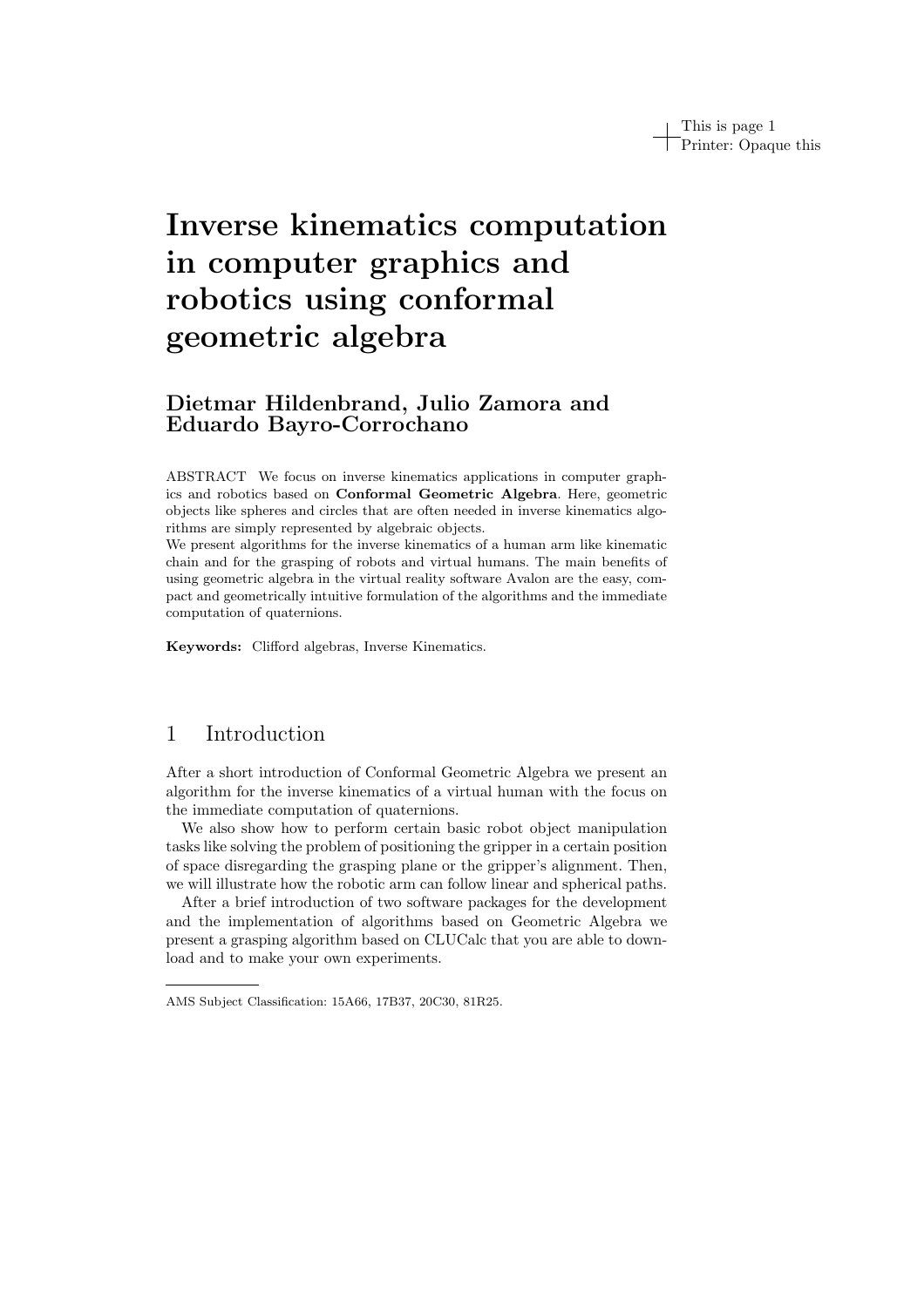# Inverse kinematics computation in computer graphics and robotics using conformal geometric algebra

**Dietmar Hildenbrand, Julio Zamora and Eduardo Bayro-Corrochano**

ABSTRACT We focus on inverse kinematics applications in computer graphics and robotics based on **Conformal Geometric Algebra**. Here, geometric objects like spheres and circles that are often needed in inverse kinematics algorithms are simply represented by algebraic objects.
We present algorithms for the inverse kinematics of a human arm like kinematic chain and for the grasping of robots and virtual humans. The main benefits of using geometric algebra in the virtual reality software Avalon are the easy, compact and geometrically intuitive formulation of the algorithms and the immediate computation of quaternions.

**Keywords:** Clifford algebras, Inverse Kinematics.

## 1 Introduction

After a short introduction of Conformal Geometric Algebra we present an algorithm for the inverse kinematics of a virtual human with the focus on the immediate computation of quaternions.

We also show how to perform certain basic robot object manipulation tasks like solving the problem of positioning the gripper in a certain position of space disregarding the grasping plane or the gripper's alignment. Then, we will illustrate how the robotic arm can follow linear and spherical paths.

After a brief introduction of two software packages for the development and the implementation of algorithms based on Geometric Algebra we present a grasping algorithm based on CLUCalc that you are able to download and to make your own experiments.

---

AMS Subject Classification: 15A66, 17B37, 20C30, 81R25.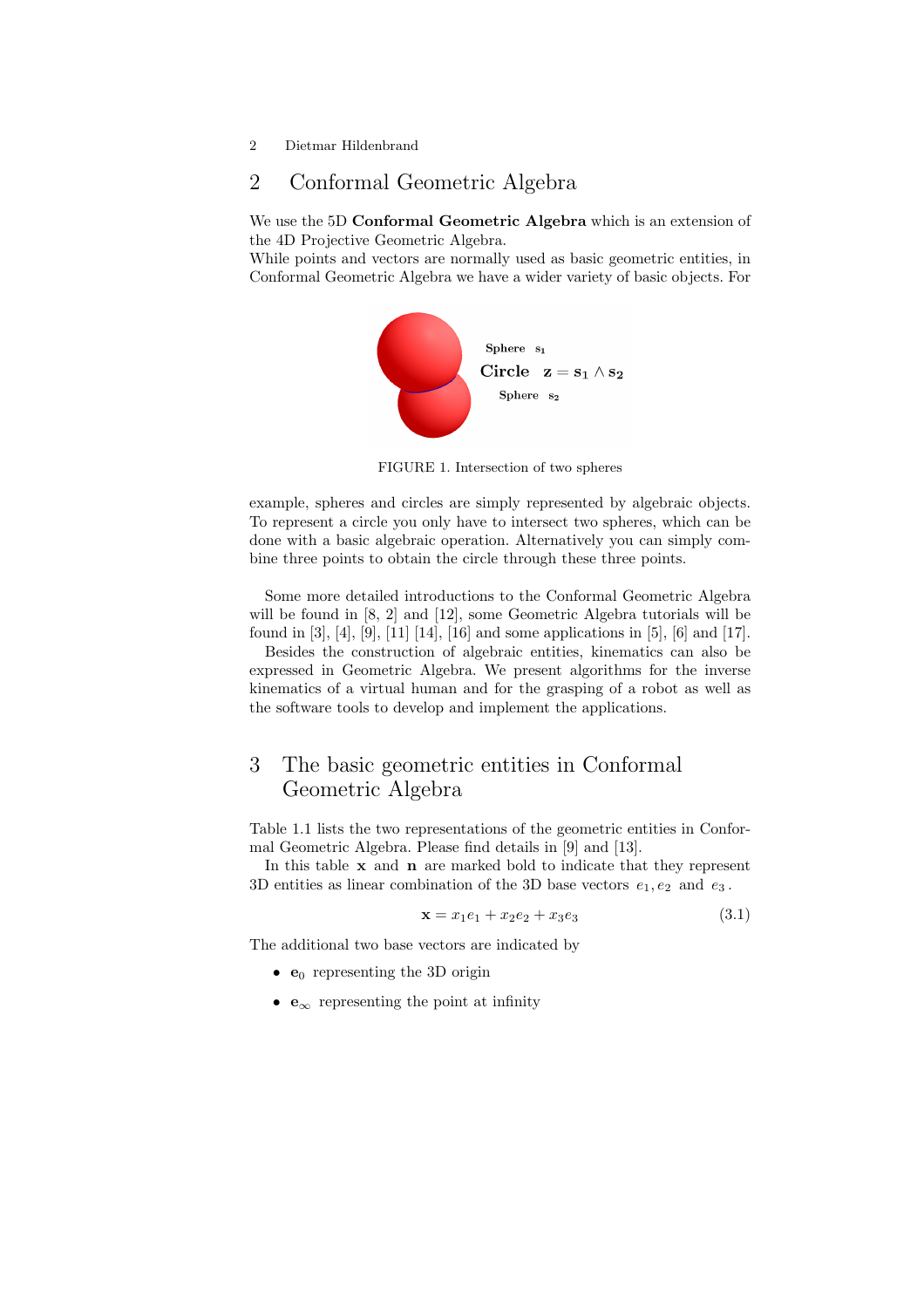## 2 Conformal Geometric Algebra

We use the 5D **Conformal Geometric Algebra** which is an extension of the 4D Projective Geometric Algebra.
While points and vectors are normally used as basic geometric entities, in Conformal Geometric Algebra we have a wider variety of basic objects. For example, spheres and circles are simply represented by algebraic objects. To represent a circle you only have to intersect two spheres, which can be done with a basic algebraic operation. Alternatively you can simply combine three points to obtain the circle through these three points.

FIGURE 1. Intersection of two spheres

Some more detailed introductions to the Conformal Geometric Algebra will be found in [8, 2] and [12], some Geometric Algebra tutorials will be found in [3], [4], [9], [11] [14], [16] and some applications in [5], [6] and [17].
Besides the construction of algebraic entities, kinematics can also be expressed in Geometric Algebra. We present algorithms for the inverse kinematics of a virtual human and for the grasping of a robot as well as the software tools to develop and implement the applications.

## 3 The basic geometric entities in Conformal Geometric Algebra

Table 1.1 lists the two representations of the geometric entities in Conformal Geometric Algebra. Please find details in [9] and [13].
In this table $\mathbf{x}$ and $\mathbf{n}$ are marked bold to indicate that they represent 3D entities as linear combination of the 3D base vectors $e_1, e_2$ and $e_3$.

$$\mathbf{x} = x_1 e_1 + x_2 e_2 + x_3 e_3 \tag{3.1}$$

The additional two base vectors are indicated by

- $\mathbf{e}_0$ representing the 3D origin
- $\mathbf{e}_\infty$ representing the point at infinity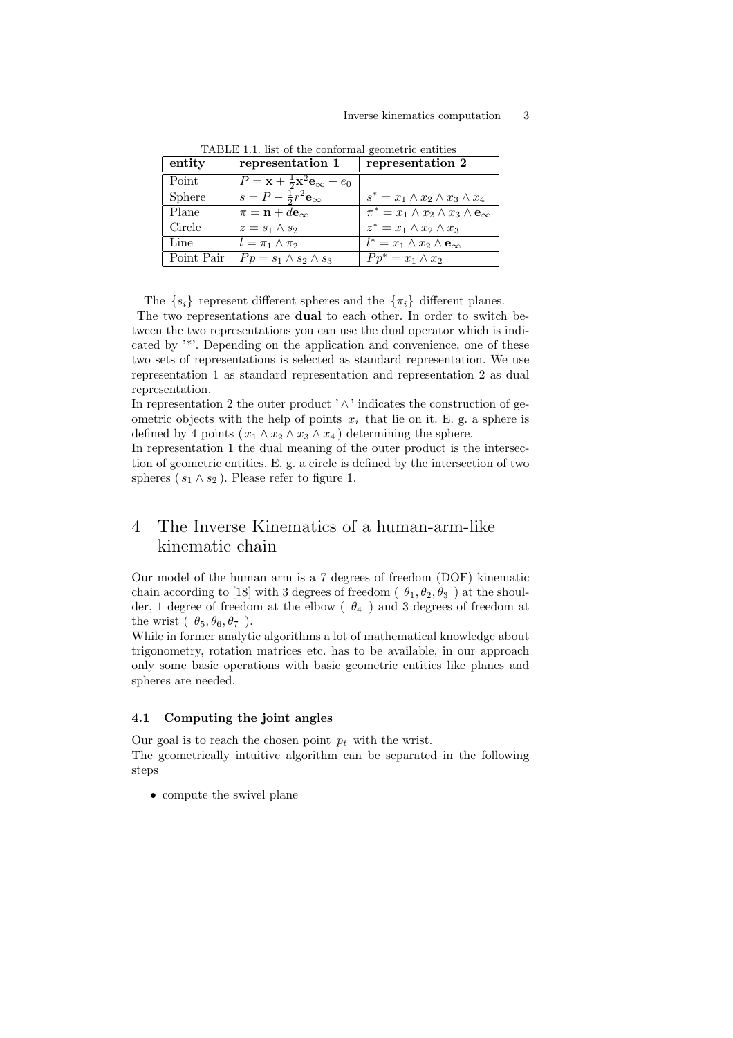TABLE 1.1. list of the conformal geometric entities

| entity | representation 1 | representation 2 |
|---|---|---|
| Point | $P = \mathbf{x} + \frac{1}{2}\mathbf{x}^2\mathbf{e}_\infty + e_0$ | |
| Sphere | $s = P - \frac{1}{2}r^2\mathbf{e}_\infty$ | $s^* = x_1 \wedge x_2 \wedge x_3 \wedge x_4$ |
| Plane | $\pi = \mathbf{n} + d\mathbf{e}_\infty$ | $\pi^* = x_1 \wedge x_2 \wedge x_3 \wedge \mathbf{e}_\infty$ |
| Circle | $z = s_1 \wedge s_2$ | $z^* = x_1 \wedge x_2 \wedge x_3$ |
| Line | $l = \pi_1 \wedge \pi_2$ | $l^* = x_1 \wedge x_2 \wedge \mathbf{e}_\infty$ |
| Point Pair | $Pp = s_1 \wedge s_2 \wedge s_3$ | $Pp^* = x_1 \wedge x_2$ |

The $\{s_i\}$ represent different spheres and the $\{\pi_i\}$ different planes.
The two representations are **dual** to each other. In order to switch between the two representations you can use the dual operator which is indicated by '*'. Depending on the application and convenience, one of these two sets of representations is selected as standard representation. We use representation 1 as standard representation and representation 2 as dual representation.
In representation 2 the outer product '$\wedge$' indicates the construction of geometric objects with the help of points $x_i$ that lie on it. E. g. a sphere is defined by 4 points ( $x_1 \wedge x_2 \wedge x_3 \wedge x_4$ ) determining the sphere.
In representation 1 the dual meaning of the outer product is the intersection of geometric entities. E. g. a circle is defined by the intersection of two spheres ( $s_1 \wedge s_2$ ). Please refer to figure 1.

## 4 The Inverse Kinematics of a human-arm-like kinematic chain

Our model of the human arm is a 7 degrees of freedom (DOF) kinematic chain according to [18] with 3 degrees of freedom ( $\theta_1, \theta_2, \theta_3$ ) at the shoulder, 1 degree of freedom at the elbow ( $\theta_4$ ) and 3 degrees of freedom at the wrist ( $\theta_5, \theta_6, \theta_7$ ).
While in former analytic algorithms a lot of mathematical knowledge about trigonometry, rotation matrices etc. has to be available, in our approach only some basic operations with basic geometric entities like planes and spheres are needed.

### 4.1 Computing the joint angles

Our goal is to reach the chosen point $p_t$ with the wrist.
The geometrically intuitive algorithm can be separated in the following steps

- compute the swivel plane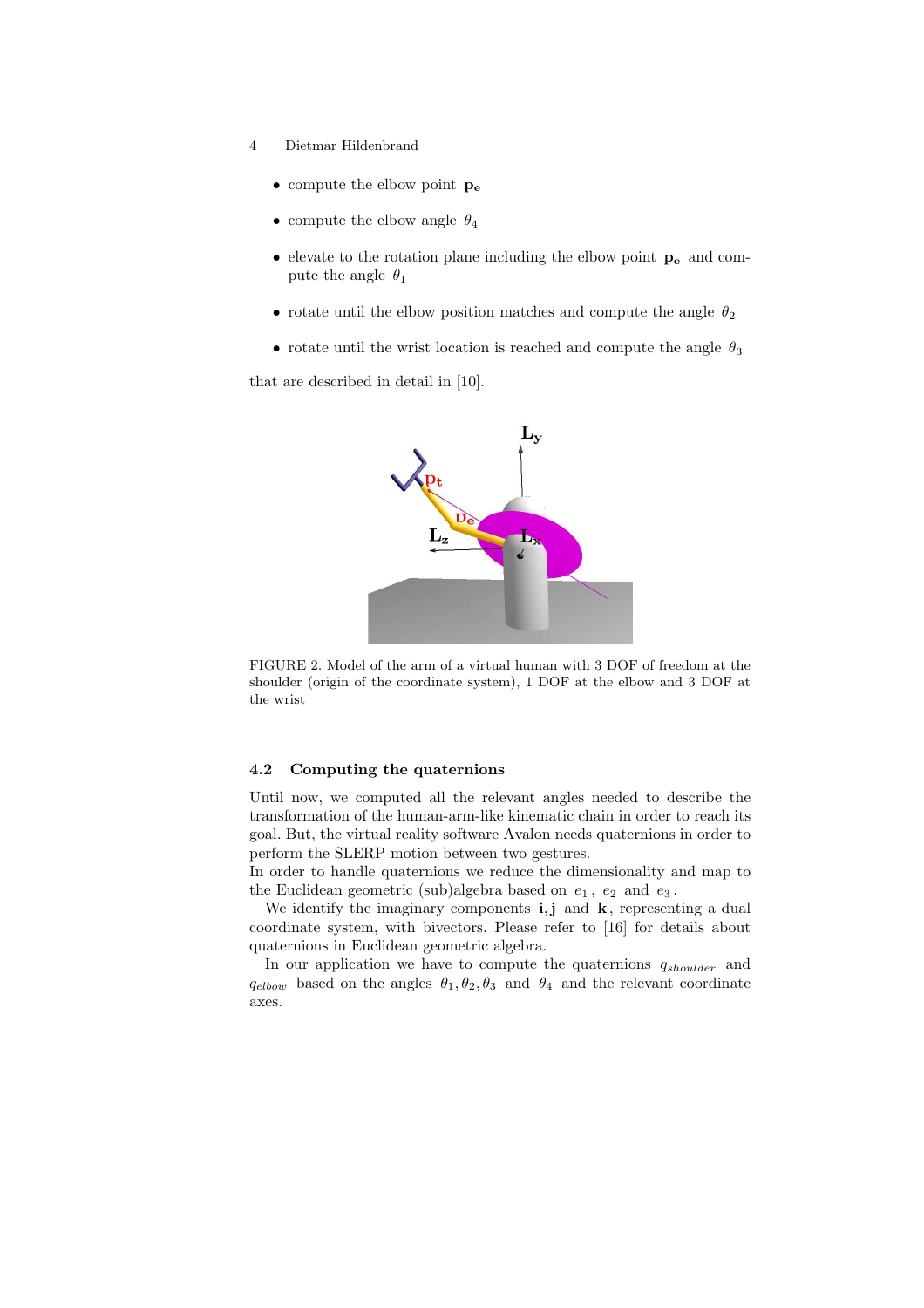- compute the elbow point $\mathbf{p_e}$
- compute the elbow angle $\theta_4$
- elevate to the rotation plane including the elbow point $\mathbf{p_e}$ and compute the angle $\theta_1$
- rotate until the elbow position matches and compute the angle $\theta_2$
- rotate until the wrist location is reached and compute the angle $\theta_3$

that are described in detail in [10].

FIGURE 2. Model of the arm of a virtual human with 3 DOF of freedom at the shoulder (origin of the coordinate system), 1 DOF at the elbow and 3 DOF at the wrist

### 4.2 Computing the quaternions

Until now, we computed all the relevant angles needed to describe the transformation of the human-arm-like kinematic chain in order to reach its goal. But, the virtual reality software Avalon needs quaternions in order to perform the SLERP motion between two gestures.

In order to handle quaternions we reduce the dimensionality and map to the Euclidean geometric (sub)algebra based on $e_1$, $e_2$ and $e_3$.

We identify the imaginary components $\mathbf{i}, \mathbf{j}$ and $\mathbf{k}$, representing a dual coordinate system, with bivectors. Please refer to [16] for details about quaternions in Euclidean geometric algebra.

In our application we have to compute the quaternions $q_{shoulder}$ and $q_{elbow}$ based on the angles $\theta_1, \theta_2, \theta_3$ and $\theta_4$ and the relevant coordinate axes.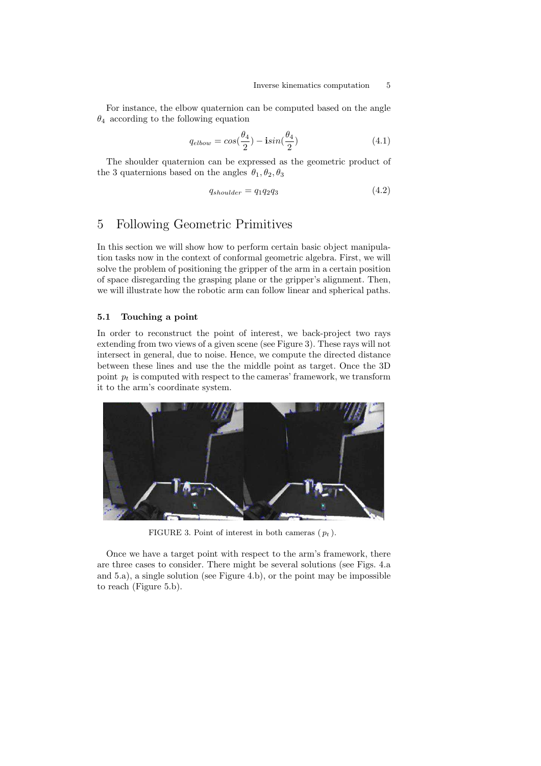For instance, the elbow quaternion can be computed based on the angle $\theta_4$ according to the following equation

$$q_{elbow} = cos(\frac{\theta_4}{2}) - \mathbf{i}sin(\frac{\theta_4}{2}) \tag{4.1}$$

The shoulder quaternion can be expressed as the geometric product of the 3 quaternions based on the angles $\theta_1, \theta_2, \theta_3$

$$q_{shoulder} = q_1 q_2 q_3 \tag{4.2}$$

# 5 Following Geometric Primitives

In this section we will show how to perform certain basic object manipulation tasks now in the context of conformal geometric algebra. First, we will solve the problem of positioning the gripper of the arm in a certain position of space disregarding the grasping plane or the gripper's alignment. Then, we will illustrate how the robotic arm can follow linear and spherical paths.

## 5.1 Touching a point

In order to reconstruct the point of interest, we back-project two rays extending from two views of a given scene (see Figure 3). These rays will not intersect in general, due to noise. Hence, we compute the directed distance between these lines and use the the middle point as target. Once the 3D point $p_t$ is computed with respect to the cameras' framework, we transform it to the arm's coordinate system.

FIGURE 3. Point of interest in both cameras ( $p_t$ ).

Once we have a target point with respect to the arm's framework, there are three cases to consider. There might be several solutions (see Figs. 4.a and 5.a), a single solution (see Figure 4.b), or the point may be impossible to reach (Figure 5.b).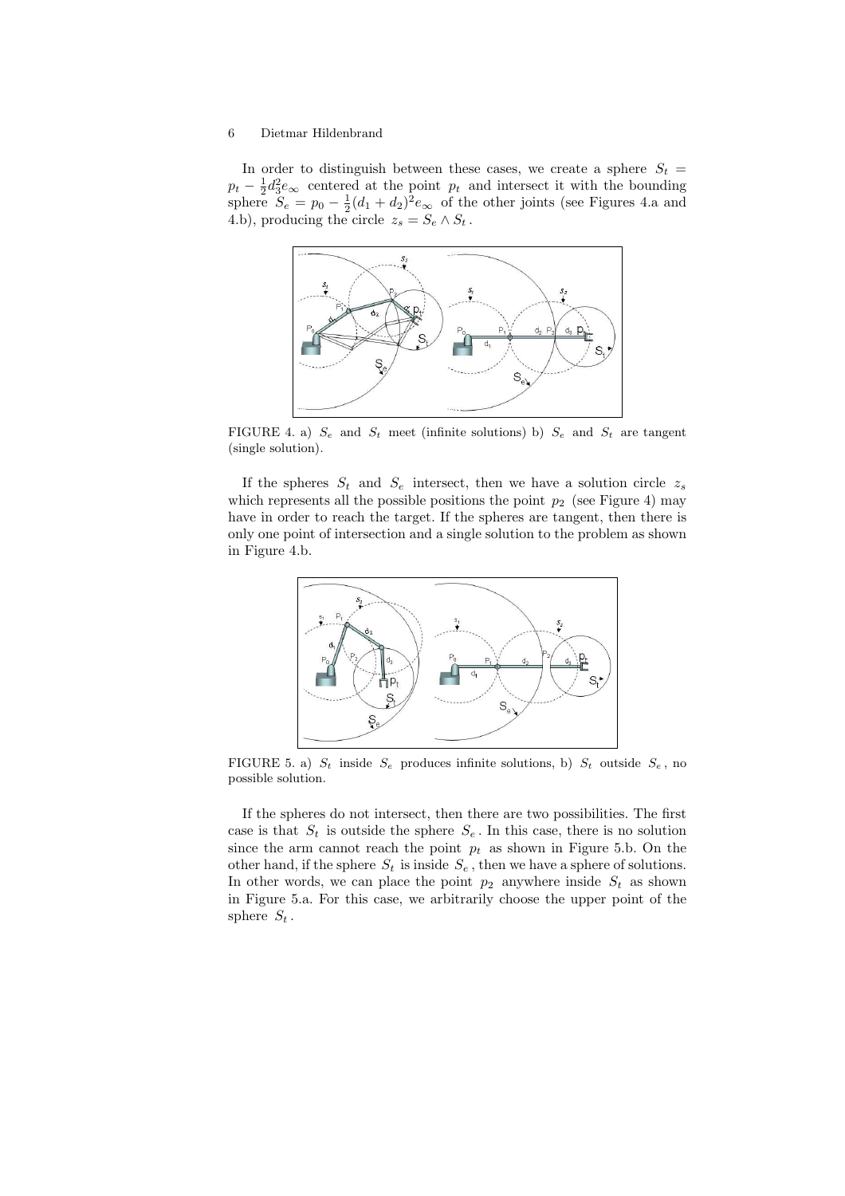In order to distinguish between these cases, we create a sphere $S_t = p_t - \frac{1}{2}d_3^2 e_\infty$ centered at the point $p_t$ and intersect it with the bounding sphere $S_e = p_0 - \frac{1}{2}(d_1 + d_2)^2 e_\infty$ of the other joints (see Figures 4.a and 4.b), producing the circle $z_s = S_e \wedge S_t$.

FIGURE 4. a) $S_e$ and $S_t$ meet (infinite solutions) b) $S_e$ and $S_t$ are tangent (single solution).

If the spheres $S_t$ and $S_e$ intersect, then we have a solution circle $z_s$ which represents all the possible positions the point $p_2$ (see Figure 4) may have in order to reach the target. If the spheres are tangent, then there is only one point of intersection and a single solution to the problem as shown in Figure 4.b.

FIGURE 5. a) $S_t$ inside $S_e$ produces infinite solutions, b) $S_t$ outside $S_e$, no possible solution.

If the spheres do not intersect, then there are two possibilities. The first case is that $S_t$ is outside the sphere $S_e$. In this case, there is no solution since the arm cannot reach the point $p_t$ as shown in Figure 5.b. On the other hand, if the sphere $S_t$ is inside $S_e$, then we have a sphere of solutions. In other words, we can place the point $p_2$ anywhere inside $S_t$ as shown in Figure 5.a. For this case, we arbitrarily choose the upper point of the sphere $S_t$.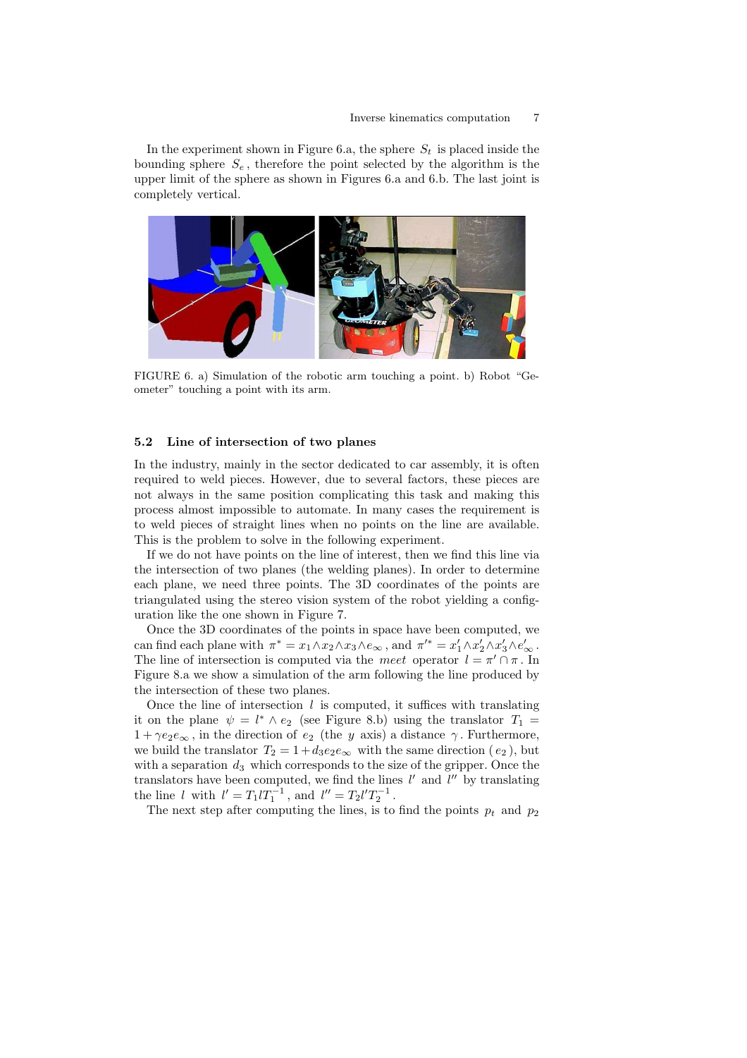In the experiment shown in Figure 6.a, the sphere $S_t$ is placed inside the bounding sphere $S_e$, therefore the point selected by the algorithm is the upper limit of the sphere as shown in Figures 6.a and 6.b. The last joint is completely vertical.

FIGURE 6. a) Simulation of the robotic arm touching a point. b) Robot "Geometer" touching a point with its arm.

### 5.2 Line of intersection of two planes

In the industry, mainly in the sector dedicated to car assembly, it is often required to weld pieces. However, due to several factors, these pieces are not always in the same position complicating this task and making this process almost impossible to automate. In many cases the requirement is to weld pieces of straight lines when no points on the line are available. This is the problem to solve in the following experiment.

If we do not have points on the line of interest, then we find this line via the intersection of two planes (the welding planes). In order to determine each plane, we need three points. The 3D coordinates of the points are triangulated using the stereo vision system of the robot yielding a configuration like the one shown in Figure 7.

Once the 3D coordinates of the points in space have been computed, we can find each plane with $\pi^* = x_1 \wedge x_2 \wedge x_3 \wedge e_\infty$, and $\pi'^* = x'_1 \wedge x'_2 \wedge x'_3 \wedge e'_\infty$. The line of intersection is computed via the *meet* operator $l = \pi' \cap \pi$. In Figure 8.a we show a simulation of the arm following the line produced by the intersection of these two planes.

Once the line of intersection $l$ is computed, it suffices with translating it on the plane $\psi = l^* \wedge e_2$ (see Figure 8.b) using the translator $T_1 = 1 + \gamma e_2 e_\infty$, in the direction of $e_2$ (the $y$ axis) a distance $\gamma$. Furthermore, we build the translator $T_2 = 1 + d_3 e_2 e_\infty$ with the same direction ($e_2$), but with a separation $d_3$ which corresponds to the size of the gripper. Once the translators have been computed, we find the lines $l'$ and $l''$ by translating the line $l$ with $l' = T_1 l T_1^{-1}$, and $l'' = T_2 l' T_2^{-1}$.

The next step after computing the lines, is to find the points $p_t$ and $p_2$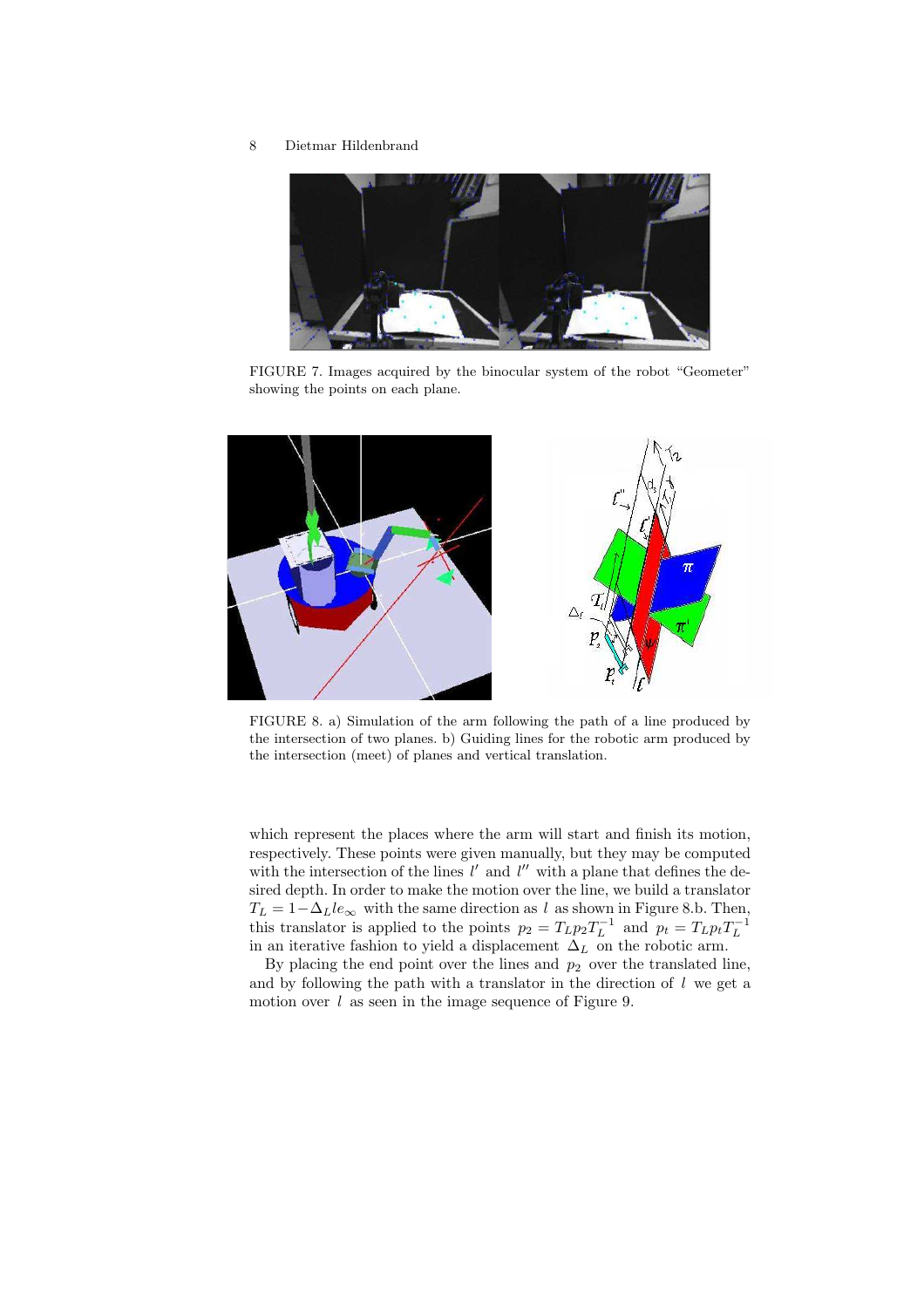FIGURE 7. Images acquired by the binocular system of the robot "Geometer" showing the points on each plane.

FIGURE 8. a) Simulation of the arm following the path of a line produced by the intersection of two planes. b) Guiding lines for the robotic arm produced by the intersection (meet) of planes and vertical translation.

which represent the places where the arm will start and finish its motion, respectively. These points were given manually, but they may be computed with the intersection of the lines $l'$ and $l''$ with a plane that defines the desired depth. In order to make the motion over the line, we build a translator $T_L = 1 - \Delta_L l e_\infty$ with the same direction as $l$ as shown in Figure 8.b. Then, this translator is applied to the points $p_2 = T_L p_2 T_L^{-1}$ and $p_t = T_L p_t T_L^{-1}$ in an iterative fashion to yield a displacement $\Delta_L$ on the robotic arm.

By placing the end point over the lines and $p_2$ over the translated line, and by following the path with a translator in the direction of $l$ we get a motion over $l$ as seen in the image sequence of Figure 9.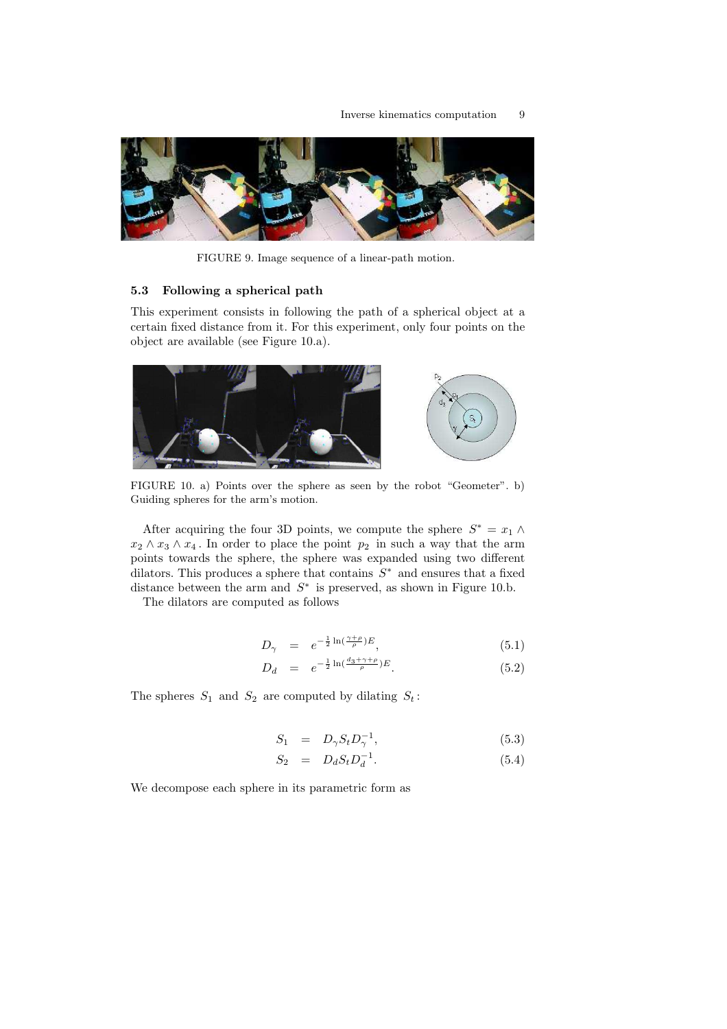FIGURE 9. Image sequence of a linear-path motion.

### 5.3 Following a spherical path

This experiment consists in following the path of a spherical object at a certain fixed distance from it. For this experiment, only four points on the object are available (see Figure 10.a).

FIGURE 10. a) Points over the sphere as seen by the robot "Geometer". b) Guiding spheres for the arm's motion.

After acquiring the four 3D points, we compute the sphere $S^* = x_1 \wedge x_2 \wedge x_3 \wedge x_4$. In order to place the point $p_2$ in such a way that the arm points towards the sphere, the sphere was expanded using two different dilators. This produces a sphere that contains $S^*$ and ensures that a fixed distance between the arm and $S^*$ is preserved, as shown in Figure 10.b.

The dilators are computed as follows

$$
D_\gamma = e^{-\frac{1}{2}\ln(\frac{\gamma+\rho}{\rho})E}, \tag{5.1}
$$

$$
D_d = e^{-\frac{1}{2}\ln(\frac{d_3+\gamma+\rho}{\rho})E}. \tag{5.2}
$$

The spheres $S_1$ and $S_2$ are computed by dilating $S_t$:

$$
S_1 = D_\gamma S_t D_\gamma^{-1}, \tag{5.3}
$$

$$
S_2 = D_d S_t D_d^{-1}. \tag{5.4}
$$

We decompose each sphere in its parametric form as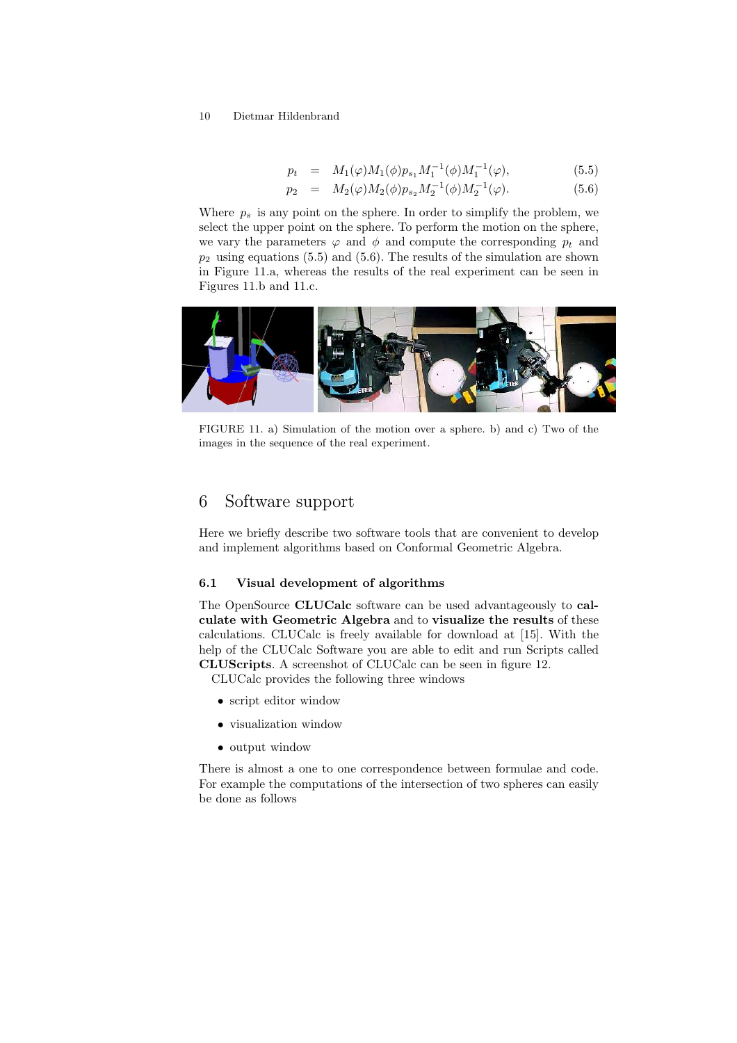$$p_t = M_1(\varphi)M_1(\phi)p_{s_1}M_1^{-1}(\phi)M_1^{-1}(\varphi), \quad (5.5)$$

$$p_2 = M_2(\varphi)M_2(\phi)p_{s_2}M_2^{-1}(\phi)M_2^{-1}(\varphi). \quad (5.6)$$

Where $p_s$ is any point on the sphere. In order to simplify the problem, we select the upper point on the sphere. To perform the motion on the sphere, we vary the parameters $\varphi$ and $\phi$ and compute the corresponding $p_t$ and $p_2$ using equations (5.5) and (5.6). The results of the simulation are shown in Figure 11.a, whereas the results of the real experiment can be seen in Figures 11.b and 11.c.

FIGURE 11. a) Simulation of the motion over a sphere. b) and c) Two of the images in the sequence of the real experiment.

# 6 Software support

Here we briefly describe two software tools that are convenient to develop and implement algorithms based on Conformal Geometric Algebra.

## 6.1 Visual development of algorithms

The OpenSource **CLUCalc** software can be used advantageously to **calculate with Geometric Algebra** and to **visualize the results** of these calculations. CLUCalc is freely available for download at [15]. With the help of the CLUCalc Software you are able to edit and run Scripts called **CLUScripts**. A screenshot of CLUCalc can be seen in figure 12.

CLUCalc provides the following three windows

- script editor window
- visualization window
- output window

There is almost a one to one correspondence between formulae and code. For example the computations of the intersection of two spheres can easily be done as follows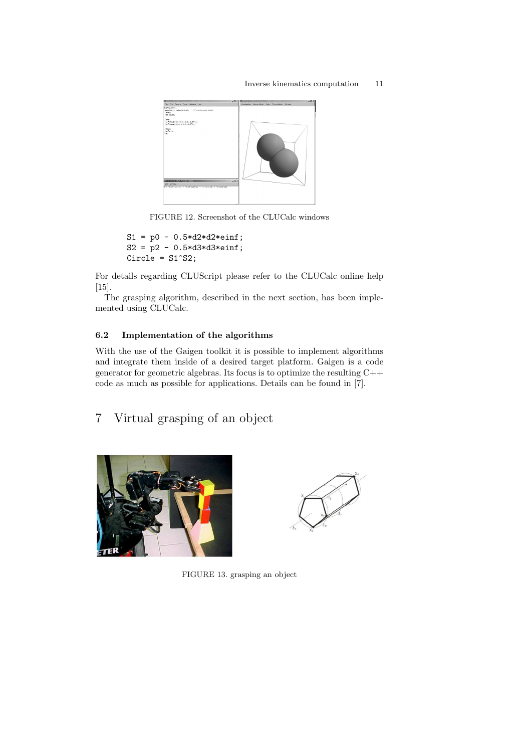FIGURE 12. Screenshot of the CLUCalc windows

```
S1 = p0 - 0.5*d2*d2*einf;
S2 = p2 - 0.5*d3*d3*einf;
Circle = S1^S2;
```

For details regarding CLUScript please refer to the CLUCalc online help [15].

The grasping algorithm, described in the next section, has been implemented using CLUCalc.

### 6.2 Implementation of the algorithms

With the use of the Gaigen toolkit it is possible to implement algorithms and integrate them inside of a desired target platform. Gaigen is a code generator for geometric algebras. Its focus is to optimize the resulting C++ code as much as possible for applications. Details can be found in [7].

## 7 Virtual grasping of an object

FIGURE 13. grasping an object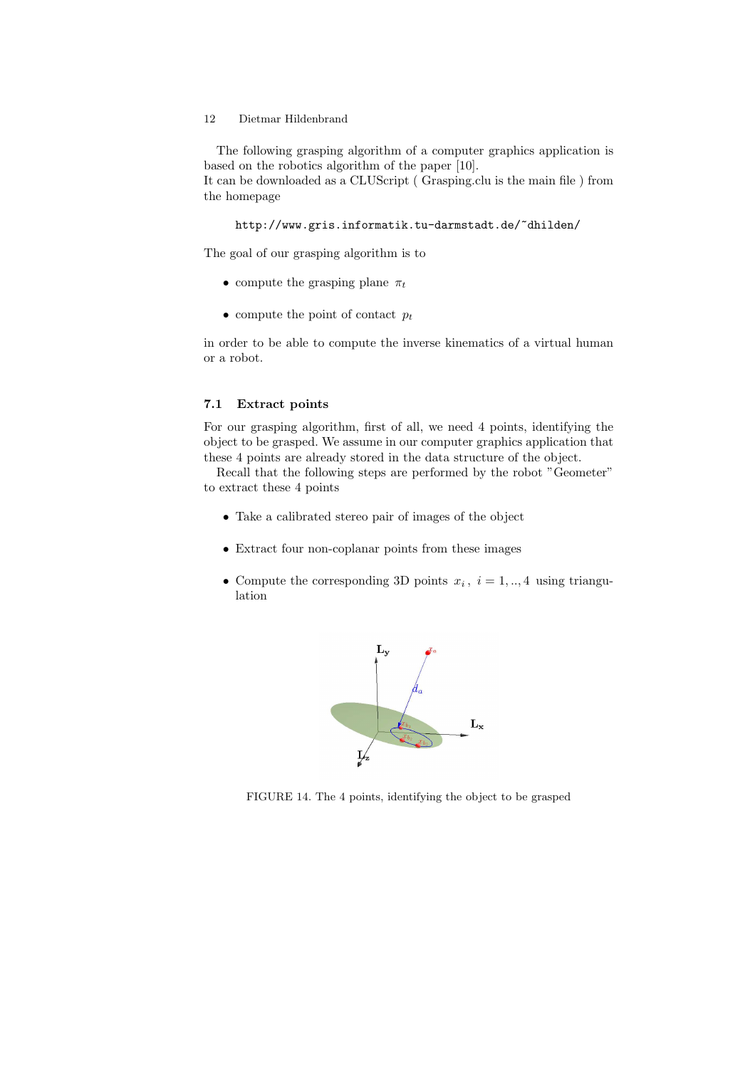The following grasping algorithm of a computer graphics application is based on the robotics algorithm of the paper [10].
It can be downloaded as a CLUScript ( Grasping.clu is the main file ) from the homepage

`http://www.gris.informatik.tu-darmstadt.de/~dhilden/`

The goal of our grasping algorithm is to

- compute the grasping plane $\pi_t$
- compute the point of contact $p_t$

in order to be able to compute the inverse kinematics of a virtual human or a robot.

### 7.1 Extract points

For our grasping algorithm, first of all, we need 4 points, identifying the object to be grasped. We assume in our computer graphics application that these 4 points are already stored in the data structure of the object.

Recall that the following steps are performed by the robot "Geometer" to extract these 4 points

- Take a calibrated stereo pair of images of the object
- Extract four non-coplanar points from these images
- Compute the corresponding 3D points $x_i$, $i = 1, .., 4$ using triangulation

FIGURE 14. The 4 points, identifying the object to be grasped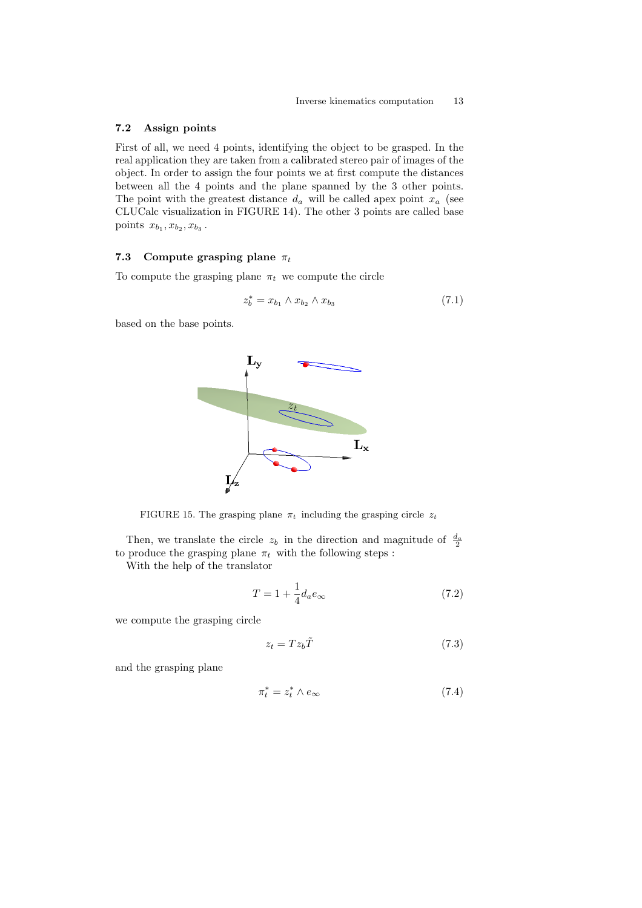### 7.2 Assign points

First of all, we need 4 points, identifying the object to be grasped. In the real application they are taken from a calibrated stereo pair of images of the object. In order to assign the four points we at first compute the distances between all the 4 points and the plane spanned by the 3 other points. The point with the greatest distance $d_a$ will be called apex point $x_a$ (see CLUCalc visualization in FIGURE 14). The other 3 points are called base points $x_{b_1}, x_{b_2}, x_{b_3}$.

### 7.3 Compute grasping plane $\pi_t$

To compute the grasping plane $\pi_t$ we compute the circle

$$z_b^* = x_{b_1} \wedge x_{b_2} \wedge x_{b_3} \tag{7.1}$$

based on the base points.

FIGURE 15. The grasping plane $\pi_t$ including the grasping circle $z_t$

Then, we translate the circle $z_b$ in the direction and magnitude of $\frac{d_a}{2}$ to produce the grasping plane $\pi_t$ with the following steps :

With the help of the translator

$$T = 1 + \frac{1}{4} d_a e_\infty \tag{7.2}$$

we compute the grasping circle

$$z_t = T z_b \tilde{T} \tag{7.3}$$

and the grasping plane

$$\pi_t^* = z_t^* \wedge e_\infty \tag{7.4}$$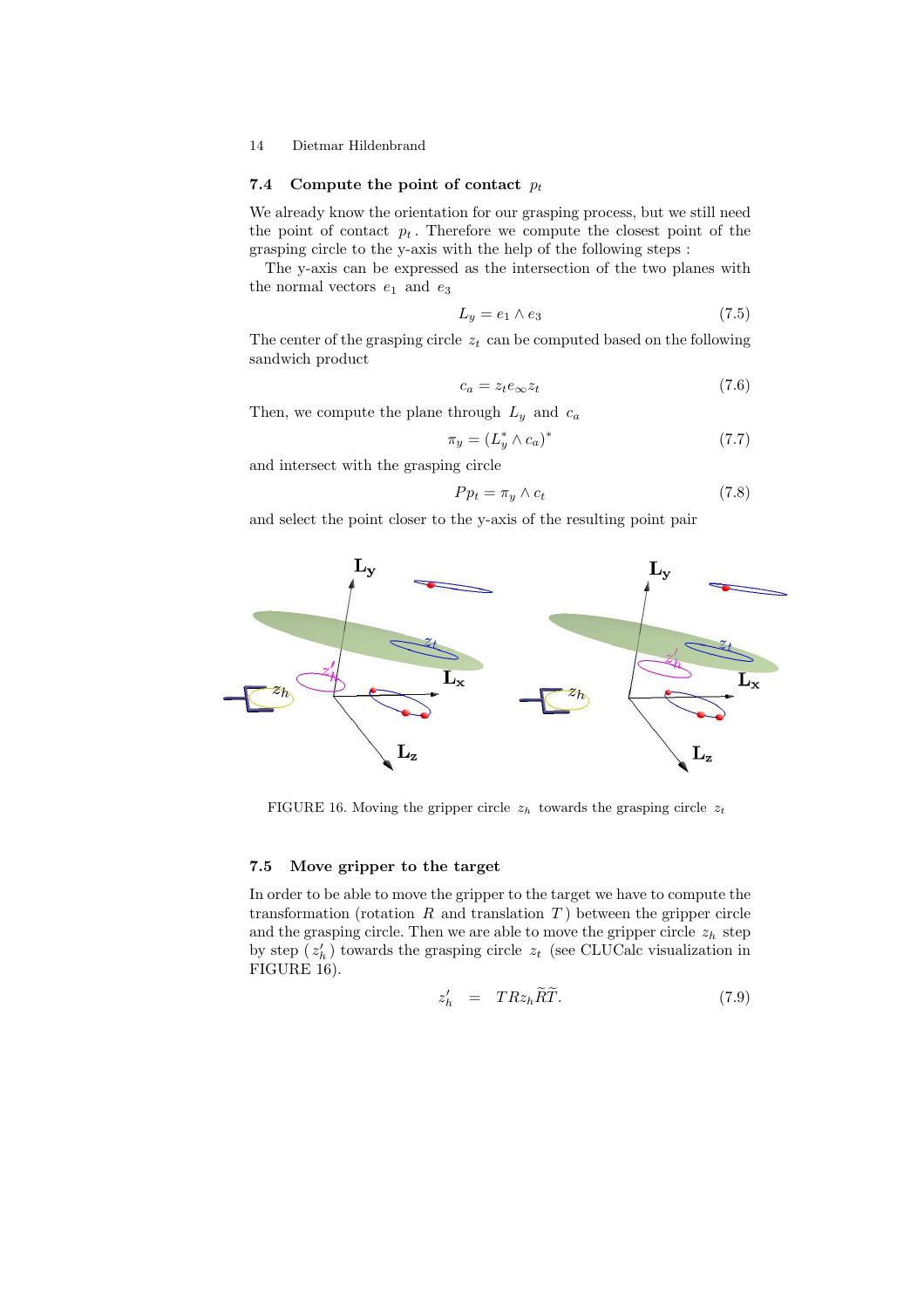### 7.4 Compute the point of contact $p_t$

We already know the orientation for our grasping process, but we still need the point of contact $p_t$. Therefore we compute the closest point of the grasping circle to the y-axis with the help of the following steps :

The y-axis can be expressed as the intersection of the two planes with the normal vectors $e_1$ and $e_3$

$$L_y = e_1 \wedge e_3 \tag{7.5}$$

The center of the grasping circle $z_t$ can be computed based on the following sandwich product

$$c_a = z_t e_\infty z_t \tag{7.6}$$

Then, we compute the plane through $L_y$ and $c_a$

$$\pi_y = (L_y^* \wedge c_a)^* \tag{7.7}$$

and intersect with the grasping circle

$$Pp_t = \pi_y \wedge c_t \tag{7.8}$$

and select the point closer to the y-axis of the resulting point pair

FIGURE 16. Moving the gripper circle $z_h$ towards the grasping circle $z_t$

### 7.5 Move gripper to the target

In order to be able to move the gripper to the target we have to compute the transformation (rotation $R$ and translation $T$) between the gripper circle and the grasping circle. Then we are able to move the gripper circle $z_h$ step by step ($z_h'$) towards the grasping circle $z_t$ (see CLUCalc visualization in FIGURE 16).

$$z_h' \quad = \quad T R z_h \widetilde{R} \widetilde{T}. \tag{7.9}$$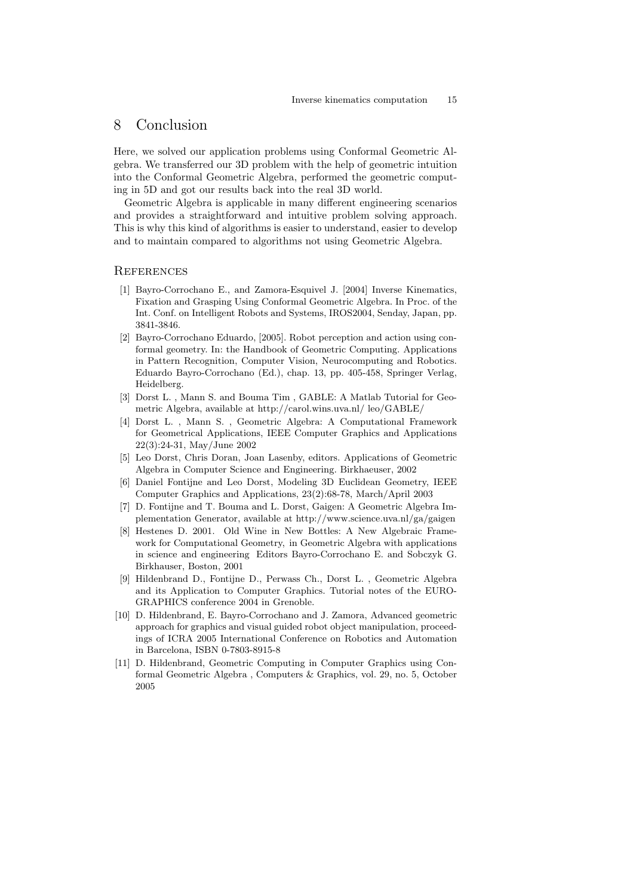## 8 Conclusion

Here, we solved our application problems using Conformal Geometric Algebra. We transferred our 3D problem with the help of geometric intuition into the Conformal Geometric Algebra, performed the geometric computing in 5D and got our results back into the real 3D world.

Geometric Algebra is applicable in many different engineering scenarios and provides a straightforward and intuitive problem solving approach. This is why this kind of algorithms is easier to understand, easier to develop and to maintain compared to algorithms not using Geometric Algebra.

## References

[1] Bayro-Corrochano E., and Zamora-Esquivel J. [2004] Inverse Kinematics, Fixation and Grasping Using Conformal Geometric Algebra. In Proc. of the Int. Conf. on Intelligent Robots and Systems, IROS2004, Senday, Japan, pp. 3841-3846.

[2] Bayro-Corrochano Eduardo, [2005]. Robot perception and action using conformal geometry. In: the Handbook of Geometric Computing. Applications in Pattern Recognition, Computer Vision, Neurocomputing and Robotics. Eduardo Bayro-Corrochano (Ed.), chap. 13, pp. 405-458, Springer Verlag, Heidelberg.

[3] Dorst L. , Mann S. and Bouma Tim , GABLE: A Matlab Tutorial for Geometric Algebra, available at http://carol.wins.uva.nl/ leo/GABLE/

[4] Dorst L. , Mann S. , Geometric Algebra: A Computational Framework for Geometrical Applications, IEEE Computer Graphics and Applications 22(3):24-31, May/June 2002

[5] Leo Dorst, Chris Doran, Joan Lasenby, editors. Applications of Geometric Algebra in Computer Science and Engineering. Birkhaeuser, 2002

[6] Daniel Fontijne and Leo Dorst, Modeling 3D Euclidean Geometry, IEEE Computer Graphics and Applications, 23(2):68-78, March/April 2003

[7] D. Fontijne and T. Bouma and L. Dorst, Gaigen: A Geometric Algebra Implementation Generator, available at http://www.science.uva.nl/ga/gaigen

[8] Hestenes D. 2001. Old Wine in New Bottles: A New Algebraic Framework for Computational Geometry, in Geometric Algebra with applications in science and engineering Editors Bayro-Corrochano E. and Sobczyk G. Birkhauser, Boston, 2001

[9] Hildenbrand D., Fontijne D., Perwass Ch., Dorst L. , Geometric Algebra and its Application to Computer Graphics. Tutorial notes of the EUROGRAPHICS conference 2004 in Grenoble.

[10] D. Hildenbrand, E. Bayro-Corrochano and J. Zamora, Advanced geometric approach for graphics and visual guided robot object manipulation, proceedings of ICRA 2005 International Conference on Robotics and Automation in Barcelona, ISBN 0-7803-8915-8

[11] D. Hildenbrand, Geometric Computing in Computer Graphics using Conformal Geometric Algebra , Computers & Graphics, vol. 29, no. 5, October 2005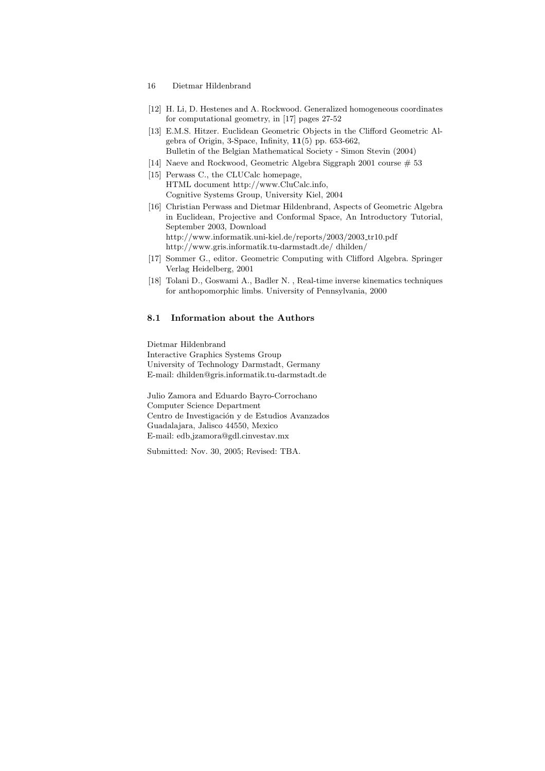[12] H. Li, D. Hestenes and A. Rockwood. Generalized homogeneous coordinates for computational geometry, in [17] pages 27-52

[13] E.M.S. Hitzer. Euclidean Geometric Objects in the Clifford Geometric Algebra of Origin, 3-Space, Infinity, **11**(5) pp. 653-662, Bulletin of the Belgian Mathematical Society - Simon Stevin (2004)

[14] Naeve and Rockwood, Geometric Algebra Siggraph 2001 course # 53

[15] Perwass C., the CLUCalc homepage, HTML document http://www.CluCalc.info, Cognitive Systems Group, University Kiel, 2004

[16] Christian Perwass and Dietmar Hildenbrand, Aspects of Geometric Algebra in Euclidean, Projective and Conformal Space, An Introductory Tutorial, September 2003, Download
http://www.informatik.uni-kiel.de/reports/2003/2003_tr10.pdf
http://www.gris.informatik.tu-darmstadt.de/ dhilden/

[17] Sommer G., editor. Geometric Computing with Clifford Algebra. Springer Verlag Heidelberg, 2001

[18] Tolani D., Goswami A., Badler N. , Real-time inverse kinematics techniques for anthopomorphic limbs. University of Pennsylvania, 2000

### 8.1 Information about the Authors

Dietmar Hildenbrand
Interactive Graphics Systems Group
University of Technology Darmstadt, Germany
E-mail: dhilden@gris.informatik.tu-darmstadt.de

Julio Zamora and Eduardo Bayro-Corrochano
Computer Science Department
Centro de Investigación y de Estudios Avanzados
Guadalajara, Jalisco 44550, Mexico
E-mail: edb,jzamora@gdl.cinvestav.mx

Submitted: Nov. 30, 2005; Revised: TBA.